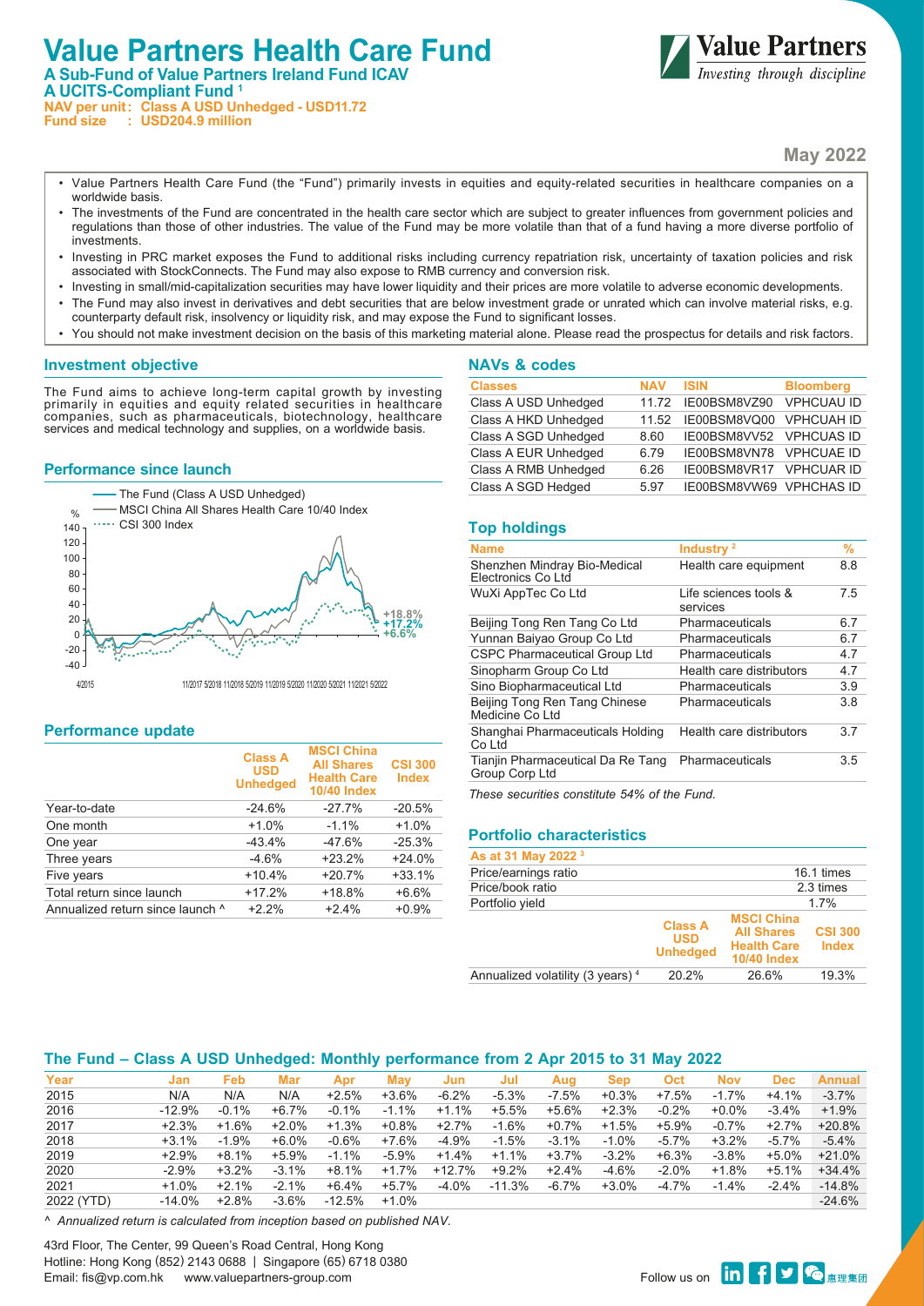# Value Partners Health Care Fund

**A Sub-Fund of Value Partners Ireland Fund ICAV**
**A UCITS-Compliant Fund [1]**
**NAV per unit: Class A USD Unhedged - USD11.72**
**Fund size : USD204.9 million**

Value Partners
*Investing through discipline*

**May 2022**

- Value Partners Health Care Fund (the "Fund") primarily invests in equities and equity-related securities in healthcare companies on a worldwide basis.
- The investments of the Fund are concentrated in the health care sector which are subject to greater influences from government policies and regulations than those of other industries. The value of the Fund may be more volatile than that of a fund having a more diverse portfolio of investments.
- Investing in PRC market exposes the Fund to additional risks including currency repatriation risk, uncertainty of taxation policies and risk associated with StockConnects. The Fund may also expose to RMB currency and conversion risk.
- Investing in small/mid-capitalization securities may have lower liquidity and their prices are more volatile to adverse economic developments.
- The Fund may also invest in derivatives and debt securities that are below investment grade or unrated which can involve material risks, e.g. counterparty default risk, insolvency or liquidity risk, and may expose the Fund to significant losses.
- You should not make investment decision on the basis of this marketing material alone. Please read the prospectus for details and risk factors.

## Investment objective

The Fund aims to achieve long-term capital growth by investing primarily in equities and equity related securities in healthcare companies, such as pharmaceuticals, biotechnology, healthcare services and medical technology and supplies, on a worldwide basis.

## Performance since launch

Legend: The Fund (Class A USD Unhedged); MSCI China All Shares Health Care 10/40 Index; CSI 300 Index

End values: +18.8%, +17.2%, +6.6%

## Performance update

| | Class A USD Unhedged | MSCI China All Shares Health Care 10/40 Index | CSI 300 Index |
|---|---|---|---|
| Year-to-date | -24.6% | -27.7% | -20.5% |
| One month | +1.0% | -1.1% | +1.0% |
| One year | -43.4% | -47.6% | -25.3% |
| Three years | -4.6% | +23.2% | +24.0% |
| Five years | +10.4% | +20.7% | +33.1% |
| Total return since launch | +17.2% | +18.8% | +6.6% |
| Annualized return since launch ^ | +2.2% | +2.4% | +0.9% |

## NAVs & codes

| Classes | NAV | ISIN | Bloomberg |
|---|---|---|---|
| Class A USD Unhedged | 11.72 | IE00BSM8VZ90 | VPHCUAU ID |
| Class A HKD Unhedged | 11.52 | IE00BSM8VQ00 | VPHCUAH ID |
| Class A SGD Unhedged | 8.60 | IE00BSM8VV52 | VPHCUAS ID |
| Class A EUR Unhedged | 6.79 | IE00BSM8VN78 | VPHCUAE ID |
| Class A RMB Unhedged | 6.26 | IE00BSM8VR17 | VPHCUAR ID |
| Class A SGD Hedged | 5.97 | IE00BSM8VW69 | VPHCHAS ID |

## Top holdings

| Name | Industry [2] | % |
|---|---|---|
| Shenzhen Mindray Bio-Medical Electronics Co Ltd | Health care equipment | 8.8 |
| WuXi AppTec Co Ltd | Life sciences tools & services | 7.5 |
| Beijing Tong Ren Tang Co Ltd | Pharmaceuticals | 6.7 |
| Yunnan Baiyao Group Co Ltd | Pharmaceuticals | 6.7 |
| CSPC Pharmaceutical Group Ltd | Pharmaceuticals | 4.7 |
| Sinopharm Group Co Ltd | Health care distributors | 4.7 |
| Sino Biopharmaceutical Ltd | Pharmaceuticals | 3.9 |
| Beijing Tong Ren Tang Chinese Medicine Co Ltd | Pharmaceuticals | 3.8 |
| Shanghai Pharmaceuticals Holding Co Ltd | Health care distributors | 3.7 |
| Tianjin Pharmaceutical Da Re Tang Group Corp Ltd | Pharmaceuticals | 3.5 |

*These securities constitute 54% of the Fund.*

## Portfolio characteristics

| As at 31 May 2022 [3] | | | |
|---|---|---|---|
| Price/earnings ratio | | | 16.1 times |
| Price/book ratio | | | 2.3 times |
| Portfolio yield | | | 1.7% |
| | Class A USD Unhedged | MSCI China All Shares Health Care 10/40 Index | CSI 300 Index |
| Annualized volatility (3 years) [4] | 20.2% | 26.6% | 19.3% |

## The Fund – Class A USD Unhedged: Monthly performance from 2 Apr 2015 to 31 May 2022

| Year | Jan | Feb | Mar | Apr | May | Jun | Jul | Aug | Sep | Oct | Nov | Dec | Annual |
|---|---|---|---|---|---|---|---|---|---|---|---|---|---|
| 2015 | N/A | N/A | N/A | +2.5% | +3.6% | -6.2% | -5.3% | -7.5% | +0.3% | +7.5% | -1.7% | +4.1% | -3.7% |
| 2016 | -12.9% | -0.1% | +6.7% | -0.1% | -1.1% | +1.1% | +5.5% | +5.6% | +2.3% | -0.2% | +0.0% | -3.4% | +1.9% |
| 2017 | +2.3% | +1.6% | +2.0% | +1.3% | +0.8% | +2.7% | -1.6% | +0.7% | +1.5% | +5.9% | -0.7% | +2.7% | +20.8% |
| 2018 | +3.1% | -1.9% | +6.0% | -0.6% | +7.6% | -4.9% | -1.5% | -3.1% | -1.0% | -5.7% | +3.2% | -5.7% | -5.4% |
| 2019 | +2.9% | +8.1% | +5.9% | -1.1% | -5.9% | +1.4% | +1.1% | +3.7% | -3.2% | +6.3% | -3.8% | +5.0% | +21.0% |
| 2020 | -2.9% | +3.2% | -3.1% | +8.1% | +1.7% | +12.7% | +9.2% | +2.4% | -4.6% | -2.0% | +1.8% | +5.1% | +34.4% |
| 2021 | +1.0% | +2.1% | -2.1% | +6.4% | +5.7% | -4.0% | -11.3% | -6.7% | +3.0% | -4.7% | -1.4% | -2.4% | -14.8% |
| 2022 (YTD) | -14.0% | +2.8% | -3.6% | -12.5% | +1.0% | | | | | | | | -24.6% |

*^ Annualized return is calculated from inception based on published NAV.*

43rd Floor, The Center, 99 Queen's Road Central, Hong Kong
Hotline: Hong Kong (852) 2143 0688 | Singapore (65) 6718 0380
Email: fis@vp.com.hk www.valuepartners-group.com

Follow us on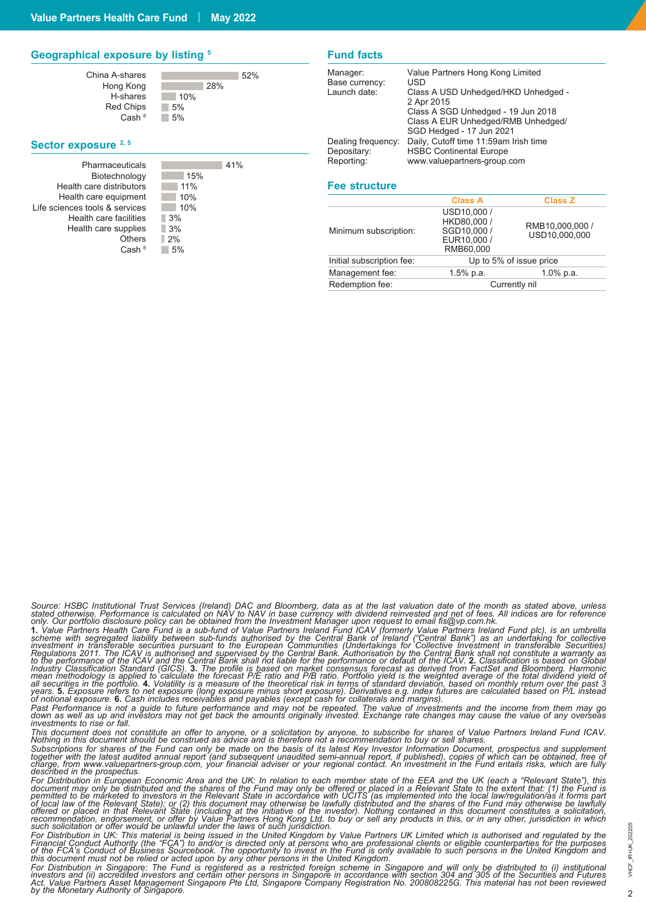## Geographical exposure by listing [5]

China A-shares 52%
Hong Kong 28%
H-shares 10%
Red Chips 5%
Cash [6] 5%

## Sector exposure [2, 5]

Pharmaceuticals 41%
Biotechnology 15%
Health care distributors 11%
Health care equipment 10%
Life sciences tools & services 10%
Health care facilities 3%
Health care supplies 3%
Others 2%
Cash [6] 5%

## Fund facts

| | |
|---|---|
| Manager: | Value Partners Hong Kong Limited |
| Base currency: | USD |
| Launch date: | Class A USD Unhedged/HKD Unhedged - 2 Apr 2015<br>Class A SGD Unhedged - 19 Jun 2018<br>Class A EUR Unhedged/RMB Unhedged/ SGD Hedged - 17 Jun 2021 |
| Dealing frequency: | Daily, Cutoff time 11:59am Irish time |
| Depositary: | HSBC Continental Europe |
| Reporting: | www.valuepartners-group.com |

## Fee structure

| | Class A | Class Z |
|---|---|---|
| Minimum subscription: | USD10,000 / HKD80,000 / SGD10,000 / EUR10,000 / RMB60,000 | RMB10,000,000 / USD10,000,000 |
| Initial subscription fee: | Up to 5% of issue price | |
| Management fee: | 1.5% p.a. | 1.0% p.a. |
| Redemption fee: | Currently nil | |

*Source: HSBC Institutional Trust Services (Ireland) DAC and Bloomberg, data as at the last valuation date of the month as stated above, unless stated otherwise. Performance is calculated on NAV to NAV in base currency with dividend reinvested and net of fees. All indices are for reference only. Our portfolio disclosure policy can be obtained from the Investment Manager upon request to email fis@vp.com.hk.*

*__1.__ Value Partners Health Care Fund is a sub-fund of Value Partners Ireland Fund ICAV (formerly Value Partners Ireland Fund plc), is an umbrella scheme with segregated liability between sub-funds authorised by the Central Bank of Ireland ("Central Bank") as an undertaking for collective investment in transferable securities pursuant to the European Communities (Undertakings for Collective Investment in transferable Securities) Regulations 2011. The ICAV is authorised and supervised by the Central Bank. Authorisation by the Central Bank shall not constitute a warranty as to the performance of the ICAV and the Central Bank shall not liable for the performance or default of the ICAV. __2.__ Classification is based on Global Industry Classification Standard (GICS). __3.__ The profile is based on market consensus forecast as derived from FactSet and Bloomberg. Harmonic mean methodology is applied to calculate the forecast P/E ratio and P/B ratio. Portfolio yield is the weighted average of the total dividend yield of all securities in the portfolio. __4.__ Volatility is a measure of the theoretical risk in terms of standard deviation, based on monthly return over the past 3 years. __5.__ Exposure refers to net exposure (long exposure minus short exposure). Derivatives e.g. index futures are calculated based on P/L instead of notional exposure. __6.__ Cash includes receivables and payables (except cash for collaterals and margins).*

*Past Performance is not a guide to future performance and may not be repeated. The value of investments and the income from them may go down as well as up and investors may not get back the amounts originally invested. Exchange rate changes may cause the value of any overseas investments to rise or fall.*

*This document does not constitute an offer to anyone, or a solicitation by anyone, to subscribe for shares of Value Partners Ireland Fund ICAV. Nothing in this document should be construed as advice and is therefore not a recommendation to buy or sell shares.*

*Subscriptions for shares of the Fund can only be made on the basis of its latest Key Investor Information Document, prospectus and supplement together with the latest audited annual report (and subsequent unaudited semi-annual report, if published), copies of which can be obtained, free of charge, from www.valuepartners-group.com, your financial adviser or your regional contact. An investment in the Fund entails risks, which are fully described in the prospectus.*

*For Distribution in European Economic Area and the UK: In relation to each member state of the EEA and the UK (each a "Relevant State"), this document may only be distributed and the shares of the Fund may only be offered or placed in a Relevant State to the extent that: (1) the Fund is permitted to be marketed to investors in the Relevant State in accordance with UCITS (as implemented into the local law/regulation/as it forms part of local law of the Relevant State); or (2) this document may otherwise be lawfully distributed and the shares of the Fund may otherwise be lawfully offered or placed in that Relevant State (including at the initiative of the investor). Nothing contained in this document constitutes a solicitation, recommendation, endorsement, or offer by Value Partners Hong Kong Ltd. to buy or sell any products in this, or in any other, jurisdiction in which such solicitation or offer would be unlawful under the laws of such jurisdiction.*

*For Distribution in UK: This material is being issued in the United Kingdom by Value Partners UK Limited which is authorised and regulated by the Financial Conduct Authority (the "FCA") to and/or is directed only at persons who are professional clients or eligible counterparties for the purposes of the FCA's Conduct of Business Sourcebook. The opportunity to invest in the Fund is only available to such persons in the United Kingdom and this document must not be relied or acted upon by any other persons in the United Kingdom.*

*For Distribution in Singapore: The Fund is registered as a restricted foreign scheme in Singapore and will only be distributed to (i) institutional investors and (ii) accredited investors and certain other persons in Singapore in accordance with section 304 and 305 of the Securities and Futures Act. Value Partners Asset Management Singapore Pte Ltd, Singapore Company Registration No. 200808225G. This material has not been reviewed by the Monetary Authority of Singapore.*

VHCF_IR+UK_202205